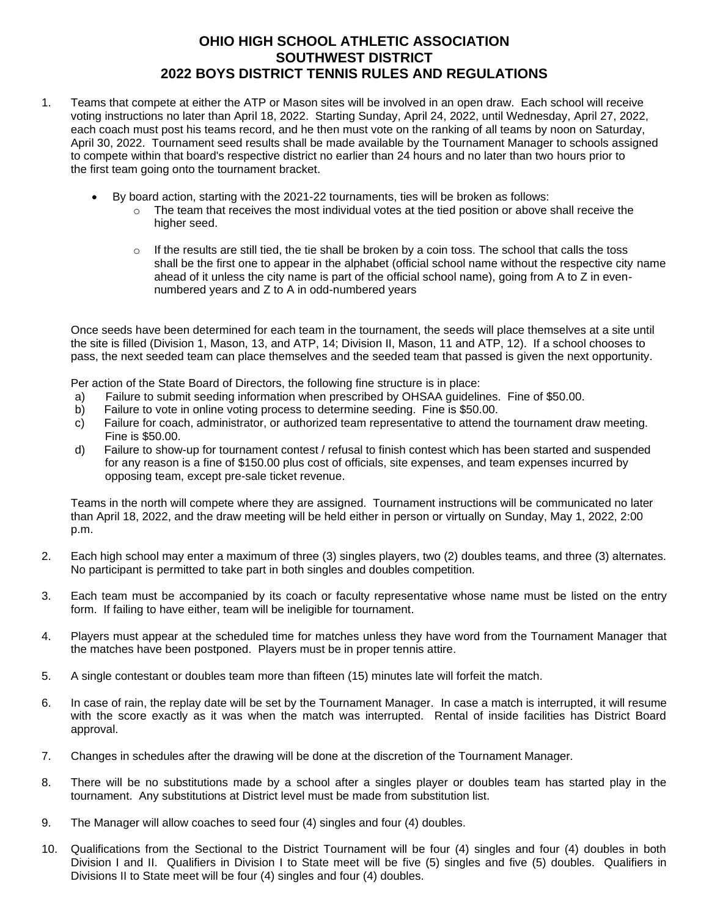# OHIO HIGH SCHOOL ATHLETIC ASSOCIATION
# SOUTHWEST DISTRICT
# 2022 BOYS DISTRICT TENNIS RULES AND REGULATIONS

1. Teams that compete at either the ATP or Mason sites will be involved in an open draw. Each school will receive voting instructions no later than April 18, 2022. Starting Sunday, April 24, 2022, until Wednesday, April 27, 2022, each coach must post his teams record, and he then must vote on the ranking of all teams by noon on Saturday, April 30, 2022. Tournament seed results shall be made available by the Tournament Manager to schools assigned to compete within that board's respective district no earlier than 24 hours and no later than two hours prior to the first team going onto the tournament bracket.

   - By board action, starting with the 2021-22 tournaments, ties will be broken as follows:
     - The team that receives the most individual votes at the tied position or above shall receive the higher seed.
     - If the results are still tied, the tie shall be broken by a coin toss. The school that calls the toss shall be the first one to appear in the alphabet (official school name without the respective city name ahead of it unless the city name is part of the official school name), going from A to Z in even-numbered years and Z to A in odd-numbered years

   Once seeds have been determined for each team in the tournament, the seeds will place themselves at a site until the site is filled (Division 1, Mason, 13, and ATP, 14; Division II, Mason, 11 and ATP, 12). If a school chooses to pass, the next seeded team can place themselves and the seeded team that passed is given the next opportunity.

   Per action of the State Board of Directors, the following fine structure is in place:
   a) Failure to submit seeding information when prescribed by OHSAA guidelines. Fine of $50.00.
   b) Failure to vote in online voting process to determine seeding. Fine is $50.00.
   c) Failure for coach, administrator, or authorized team representative to attend the tournament draw meeting. Fine is $50.00.
   d) Failure to show-up for tournament contest / refusal to finish contest which has been started and suspended for any reason is a fine of $150.00 plus cost of officials, site expenses, and team expenses incurred by opposing team, except pre-sale ticket revenue.

   Teams in the north will compete where they are assigned. Tournament instructions will be communicated no later than April 18, 2022, and the draw meeting will be held either in person or virtually on Sunday, May 1, 2022, 2:00 p.m.

2. Each high school may enter a maximum of three (3) singles players, two (2) doubles teams, and three (3) alternates. No participant is permitted to take part in both singles and doubles competition.

3. Each team must be accompanied by its coach or faculty representative whose name must be listed on the entry form. If failing to have either, team will be ineligible for tournament.

4. Players must appear at the scheduled time for matches unless they have word from the Tournament Manager that the matches have been postponed. Players must be in proper tennis attire.

5. A single contestant or doubles team more than fifteen (15) minutes late will forfeit the match.

6. In case of rain, the replay date will be set by the Tournament Manager. In case a match is interrupted, it will resume with the score exactly as it was when the match was interrupted. Rental of inside facilities has District Board approval.

7. Changes in schedules after the drawing will be done at the discretion of the Tournament Manager.

8. There will be no substitutions made by a school after a singles player or doubles team has started play in the tournament. Any substitutions at District level must be made from substitution list.

9. The Manager will allow coaches to seed four (4) singles and four (4) doubles.

10. Qualifications from the Sectional to the District Tournament will be four (4) singles and four (4) doubles in both Division I and II. Qualifiers in Division I to State meet will be five (5) singles and five (5) doubles. Qualifiers in Divisions II to State meet will be four (4) singles and four (4) doubles.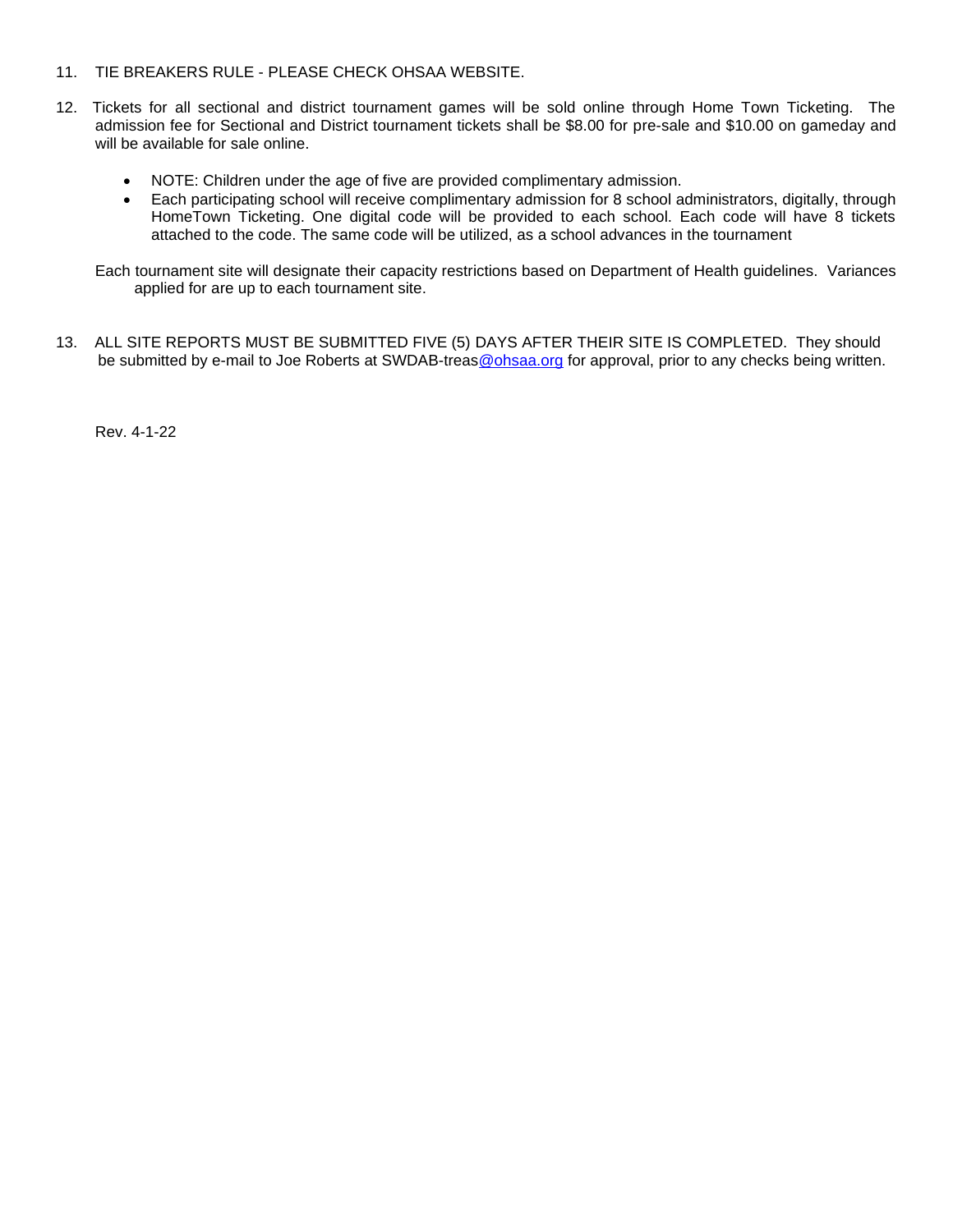11. TIE BREAKERS RULE - PLEASE CHECK OHSAA WEBSITE.

12. Tickets for all sectional and district tournament games will be sold online through Home Town Ticketing. The admission fee for Sectional and District tournament tickets shall be $8.00 for pre-sale and $10.00 on gameday and will be available for sale online.

    - NOTE: Children under the age of five are provided complimentary admission.
    - Each participating school will receive complimentary admission for 8 school administrators, digitally, through HomeTown Ticketing. One digital code will be provided to each school. Each code will have 8 tickets attached to the code. The same code will be utilized, as a school advances in the tournament

    Each tournament site will designate their capacity restrictions based on Department of Health guidelines. Variances applied for are up to each tournament site.

13. ALL SITE REPORTS MUST BE SUBMITTED FIVE (5) DAYS AFTER THEIR SITE IS COMPLETED. They should be submitted by e-mail to Joe Roberts at SWDAB-treas@ohsaa.org for approval, prior to any checks being written.

Rev. 4-1-22